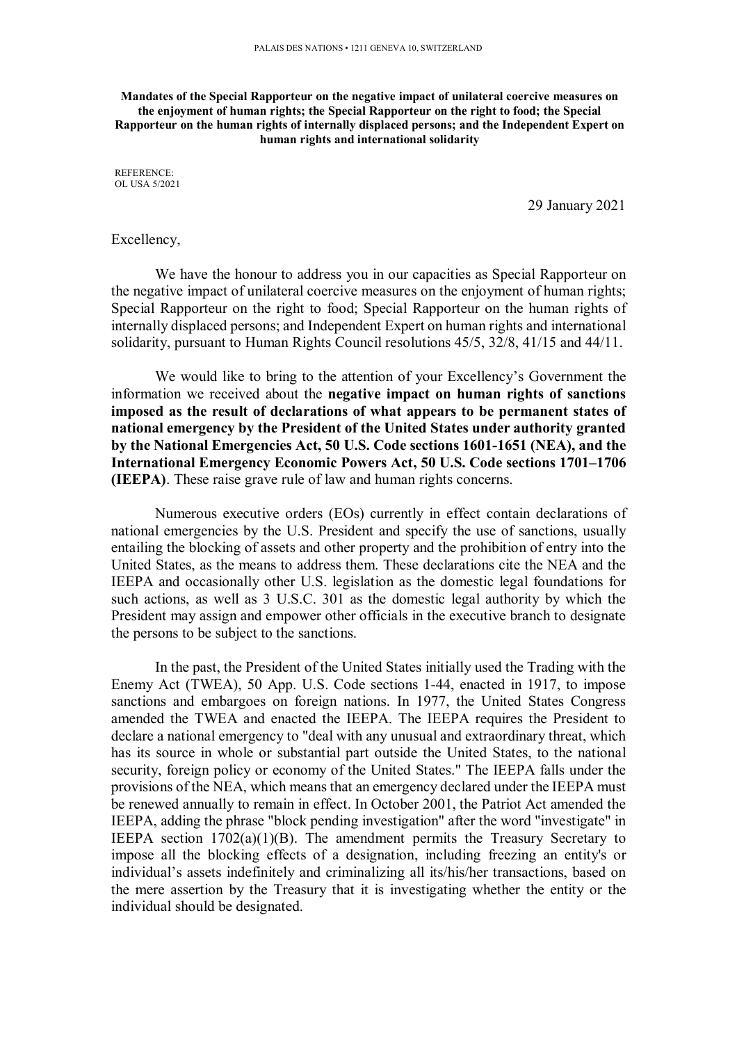PALAIS DES NATIONS • 1211 GENEVA 10, SWITZERLAND

**Mandates of the Special Rapporteur on the negative impact of unilateral coercive measures on the enjoyment of human rights; the Special Rapporteur on the right to food; the Special Rapporteur on the human rights of internally displaced persons; and the Independent Expert on human rights and international solidarity**

REFERENCE:
OL USA 5/2021

29 January 2021

Excellency,

We have the honour to address you in our capacities as Special Rapporteur on the negative impact of unilateral coercive measures on the enjoyment of human rights; Special Rapporteur on the right to food; Special Rapporteur on the human rights of internally displaced persons; and Independent Expert on human rights and international solidarity, pursuant to Human Rights Council resolutions 45/5, 32/8, 41/15 and 44/11.

We would like to bring to the attention of your Excellency's Government the information we received about the **negative impact on human rights of sanctions imposed as the result of declarations of what appears to be permanent states of national emergency by the President of the United States under authority granted by the National Emergencies Act, 50 U.S. Code sections 1601-1651 (NEA), and the International Emergency Economic Powers Act, 50 U.S. Code sections 1701–1706 (IEEPA)**. These raise grave rule of law and human rights concerns.

Numerous executive orders (EOs) currently in effect contain declarations of national emergencies by the U.S. President and specify the use of sanctions, usually entailing the blocking of assets and other property and the prohibition of entry into the United States, as the means to address them. These declarations cite the NEA and the IEEPA and occasionally other U.S. legislation as the domestic legal foundations for such actions, as well as 3 U.S.C. 301 as the domestic legal authority by which the President may assign and empower other officials in the executive branch to designate the persons to be subject to the sanctions.

In the past, the President of the United States initially used the Trading with the Enemy Act (TWEA), 50 App. U.S. Code sections 1-44, enacted in 1917, to impose sanctions and embargoes on foreign nations. In 1977, the United States Congress amended the TWEA and enacted the IEEPA. The IEEPA requires the President to declare a national emergency to "deal with any unusual and extraordinary threat, which has its source in whole or substantial part outside the United States, to the national security, foreign policy or economy of the United States." The IEEPA falls under the provisions of the NEA, which means that an emergency declared under the IEEPA must be renewed annually to remain in effect. In October 2001, the Patriot Act amended the IEEPA, adding the phrase "block pending investigation" after the word "investigate" in IEEPA section 1702(a)(1)(B). The amendment permits the Treasury Secretary to impose all the blocking effects of a designation, including freezing an entity's or individual's assets indefinitely and criminalizing all its/his/her transactions, based on the mere assertion by the Treasury that it is investigating whether the entity or the individual should be designated.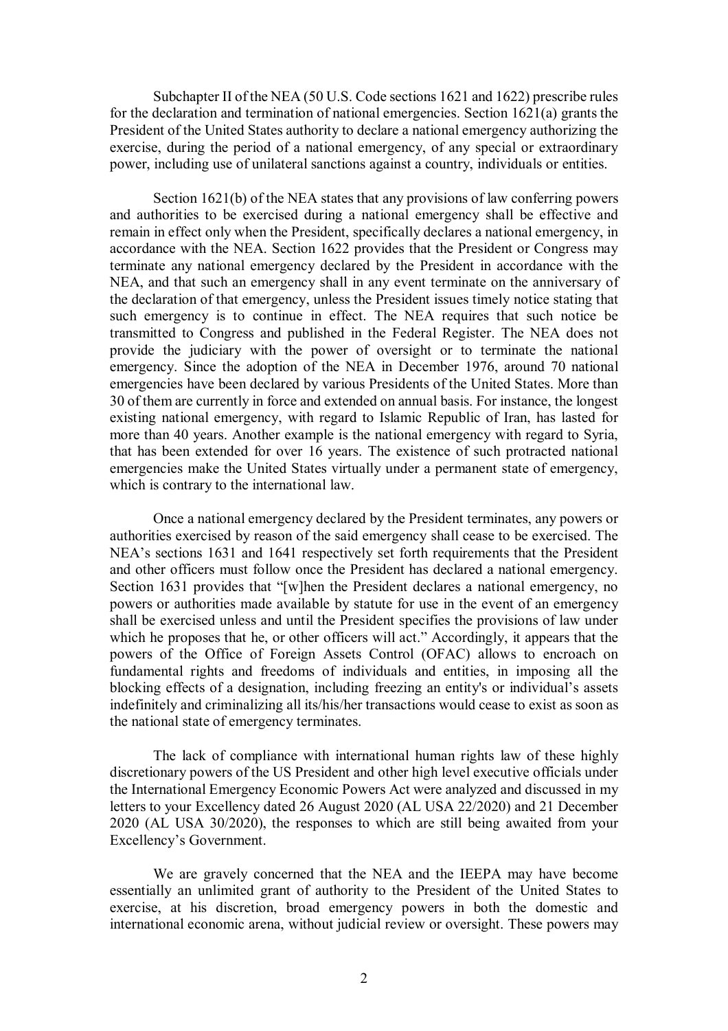Subchapter II of the NEA (50 U.S. Code sections 1621 and 1622) prescribe rules for the declaration and termination of national emergencies. Section 1621(a) grants the President of the United States authority to declare a national emergency authorizing the exercise, during the period of a national emergency, of any special or extraordinary power, including use of unilateral sanctions against a country, individuals or entities.

Section 1621(b) of the NEA states that any provisions of law conferring powers and authorities to be exercised during a national emergency shall be effective and remain in effect only when the President, specifically declares a national emergency, in accordance with the NEA. Section 1622 provides that the President or Congress may terminate any national emergency declared by the President in accordance with the NEA, and that such an emergency shall in any event terminate on the anniversary of the declaration of that emergency, unless the President issues timely notice stating that such emergency is to continue in effect. The NEA requires that such notice be transmitted to Congress and published in the Federal Register. The NEA does not provide the judiciary with the power of oversight or to terminate the national emergency. Since the adoption of the NEA in December 1976, around 70 national emergencies have been declared by various Presidents of the United States. More than 30 of them are currently in force and extended on annual basis. For instance, the longest existing national emergency, with regard to Islamic Republic of Iran, has lasted for more than 40 years. Another example is the national emergency with regard to Syria, that has been extended for over 16 years. The existence of such protracted national emergencies make the United States virtually under a permanent state of emergency, which is contrary to the international law.

Once a national emergency declared by the President terminates, any powers or authorities exercised by reason of the said emergency shall cease to be exercised. The NEA's sections 1631 and 1641 respectively set forth requirements that the President and other officers must follow once the President has declared a national emergency. Section 1631 provides that "[w]hen the President declares a national emergency, no powers or authorities made available by statute for use in the event of an emergency shall be exercised unless and until the President specifies the provisions of law under which he proposes that he, or other officers will act." Accordingly, it appears that the powers of the Office of Foreign Assets Control (OFAC) allows to encroach on fundamental rights and freedoms of individuals and entities, in imposing all the blocking effects of a designation, including freezing an entity's or individual's assets indefinitely and criminalizing all its/his/her transactions would cease to exist as soon as the national state of emergency terminates.

The lack of compliance with international human rights law of these highly discretionary powers of the US President and other high level executive officials under the International Emergency Economic Powers Act were analyzed and discussed in my letters to your Excellency dated 26 August 2020 (AL USA 22/2020) and 21 December 2020 (AL USA 30/2020), the responses to which are still being awaited from your Excellency's Government.

We are gravely concerned that the NEA and the IEEPA may have become essentially an unlimited grant of authority to the President of the United States to exercise, at his discretion, broad emergency powers in both the domestic and international economic arena, without judicial review or oversight. These powers may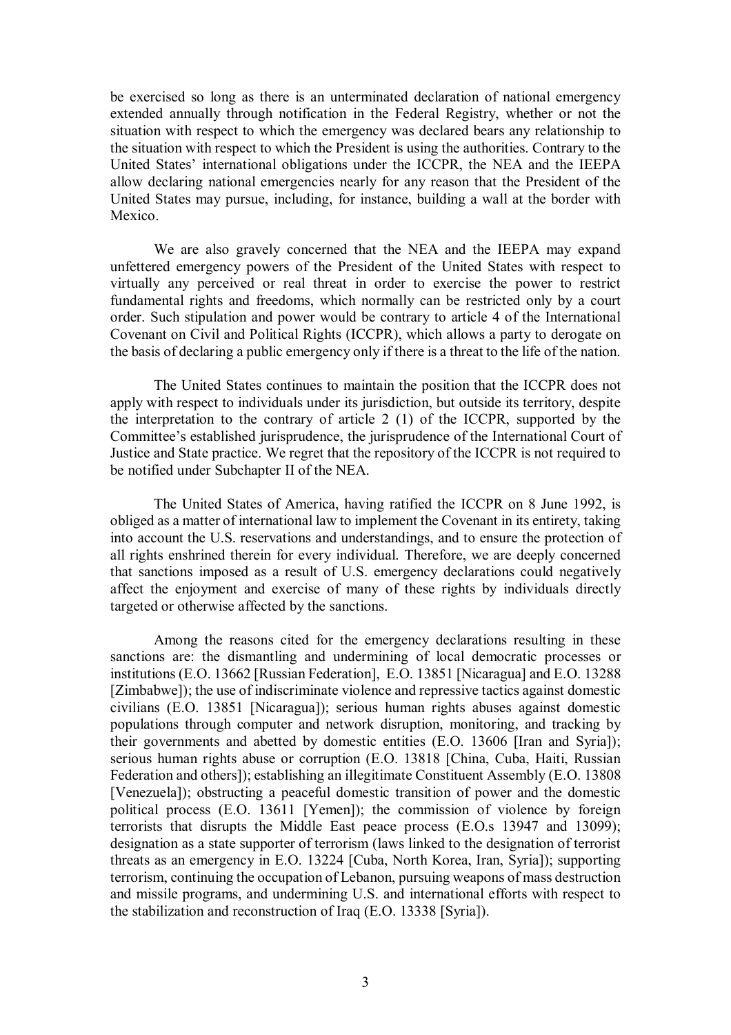be exercised so long as there is an unterminated declaration of national emergency extended annually through notification in the Federal Registry, whether or not the situation with respect to which the emergency was declared bears any relationship to the situation with respect to which the President is using the authorities. Contrary to the United States' international obligations under the ICCPR, the NEA and the IEEPA allow declaring national emergencies nearly for any reason that the President of the United States may pursue, including, for instance, building a wall at the border with Mexico.

We are also gravely concerned that the NEA and the IEEPA may expand unfettered emergency powers of the President of the United States with respect to virtually any perceived or real threat in order to exercise the power to restrict fundamental rights and freedoms, which normally can be restricted only by a court order. Such stipulation and power would be contrary to article 4 of the International Covenant on Civil and Political Rights (ICCPR), which allows a party to derogate on the basis of declaring a public emergency only if there is a threat to the life of the nation.

The United States continues to maintain the position that the ICCPR does not apply with respect to individuals under its jurisdiction, but outside its territory, despite the interpretation to the contrary of article 2 (1) of the ICCPR, supported by the Committee's established jurisprudence, the jurisprudence of the International Court of Justice and State practice. We regret that the repository of the ICCPR is not required to be notified under Subchapter II of the NEA.

The United States of America, having ratified the ICCPR on 8 June 1992, is obliged as a matter of international law to implement the Covenant in its entirety, taking into account the U.S. reservations and understandings, and to ensure the protection of all rights enshrined therein for every individual. Therefore, we are deeply concerned that sanctions imposed as a result of U.S. emergency declarations could negatively affect the enjoyment and exercise of many of these rights by individuals directly targeted or otherwise affected by the sanctions.

Among the reasons cited for the emergency declarations resulting in these sanctions are: the dismantling and undermining of local democratic processes or institutions (E.O. 13662 [Russian Federation], E.O. 13851 [Nicaragua] and E.O. 13288 [Zimbabwe]); the use of indiscriminate violence and repressive tactics against domestic civilians (E.O. 13851 [Nicaragua]); serious human rights abuses against domestic populations through computer and network disruption, monitoring, and tracking by their governments and abetted by domestic entities (E.O. 13606 [Iran and Syria]); serious human rights abuse or corruption (E.O. 13818 [China, Cuba, Haiti, Russian Federation and others]); establishing an illegitimate Constituent Assembly (E.O. 13808 [Venezuela]); obstructing a peaceful domestic transition of power and the domestic political process (E.O. 13611 [Yemen]); the commission of violence by foreign terrorists that disrupts the Middle East peace process (E.O.s 13947 and 13099); designation as a state supporter of terrorism (laws linked to the designation of terrorist threats as an emergency in E.O. 13224 [Cuba, North Korea, Iran, Syria]); supporting terrorism, continuing the occupation of Lebanon, pursuing weapons of mass destruction and missile programs, and undermining U.S. and international efforts with respect to the stabilization and reconstruction of Iraq (E.O. 13338 [Syria]).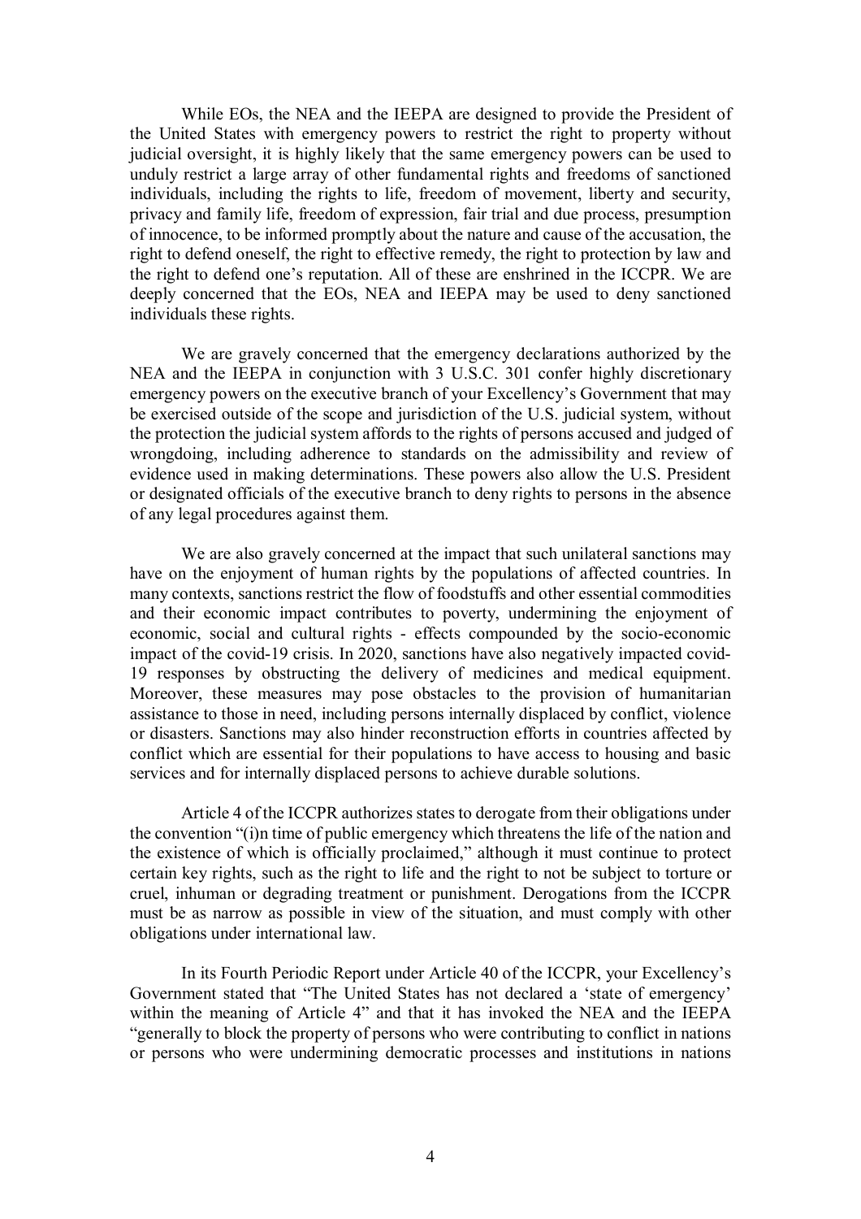While EOs, the NEA and the IEEPA are designed to provide the President of the United States with emergency powers to restrict the right to property without judicial oversight, it is highly likely that the same emergency powers can be used to unduly restrict a large array of other fundamental rights and freedoms of sanctioned individuals, including the rights to life, freedom of movement, liberty and security, privacy and family life, freedom of expression, fair trial and due process, presumption of innocence, to be informed promptly about the nature and cause of the accusation, the right to defend oneself, the right to effective remedy, the right to protection by law and the right to defend one's reputation. All of these are enshrined in the ICCPR. We are deeply concerned that the EOs, NEA and IEEPA may be used to deny sanctioned individuals these rights.

We are gravely concerned that the emergency declarations authorized by the NEA and the IEEPA in conjunction with 3 U.S.C. 301 confer highly discretionary emergency powers on the executive branch of your Excellency's Government that may be exercised outside of the scope and jurisdiction of the U.S. judicial system, without the protection the judicial system affords to the rights of persons accused and judged of wrongdoing, including adherence to standards on the admissibility and review of evidence used in making determinations. These powers also allow the U.S. President or designated officials of the executive branch to deny rights to persons in the absence of any legal procedures against them.

We are also gravely concerned at the impact that such unilateral sanctions may have on the enjoyment of human rights by the populations of affected countries. In many contexts, sanctions restrict the flow of foodstuffs and other essential commodities and their economic impact contributes to poverty, undermining the enjoyment of economic, social and cultural rights - effects compounded by the socio-economic impact of the covid-19 crisis. In 2020, sanctions have also negatively impacted covid-19 responses by obstructing the delivery of medicines and medical equipment. Moreover, these measures may pose obstacles to the provision of humanitarian assistance to those in need, including persons internally displaced by conflict, violence or disasters. Sanctions may also hinder reconstruction efforts in countries affected by conflict which are essential for their populations to have access to housing and basic services and for internally displaced persons to achieve durable solutions.

Article 4 of the ICCPR authorizes states to derogate from their obligations under the convention "(i)n time of public emergency which threatens the life of the nation and the existence of which is officially proclaimed," although it must continue to protect certain key rights, such as the right to life and the right to not be subject to torture or cruel, inhuman or degrading treatment or punishment. Derogations from the ICCPR must be as narrow as possible in view of the situation, and must comply with other obligations under international law.

In its Fourth Periodic Report under Article 40 of the ICCPR, your Excellency's Government stated that "The United States has not declared a 'state of emergency' within the meaning of Article 4" and that it has invoked the NEA and the IEEPA "generally to block the property of persons who were contributing to conflict in nations or persons who were undermining democratic processes and institutions in nations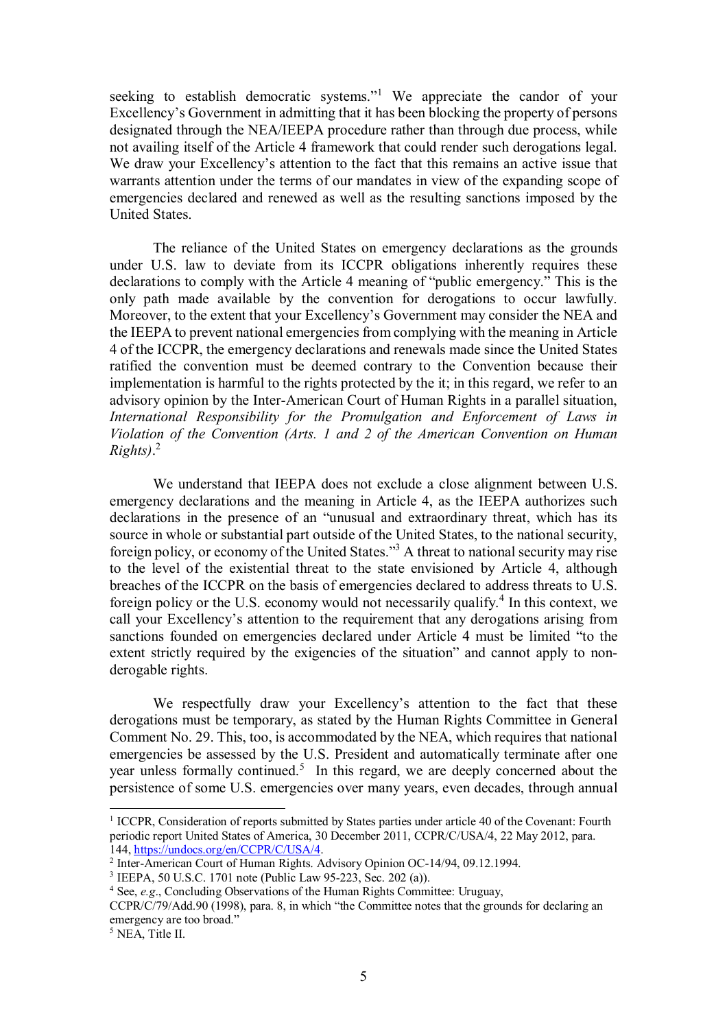seeking to establish democratic systems."[1] We appreciate the candor of your Excellency's Government in admitting that it has been blocking the property of persons designated through the NEA/IEEPA procedure rather than through due process, while not availing itself of the Article 4 framework that could render such derogations legal. We draw your Excellency's attention to the fact that this remains an active issue that warrants attention under the terms of our mandates in view of the expanding scope of emergencies declared and renewed as well as the resulting sanctions imposed by the United States.

The reliance of the United States on emergency declarations as the grounds under U.S. law to deviate from its ICCPR obligations inherently requires these declarations to comply with the Article 4 meaning of "public emergency." This is the only path made available by the convention for derogations to occur lawfully. Moreover, to the extent that your Excellency's Government may consider the NEA and the IEEPA to prevent national emergencies from complying with the meaning in Article 4 of the ICCPR, the emergency declarations and renewals made since the United States ratified the convention must be deemed contrary to the Convention because their implementation is harmful to the rights protected by the it; in this regard, we refer to an advisory opinion by the Inter-American Court of Human Rights in a parallel situation, *International Responsibility for the Promulgation and Enforcement of Laws in Violation of the Convention (Arts. 1 and 2 of the American Convention on Human Rights)*.[2]

We understand that IEEPA does not exclude a close alignment between U.S. emergency declarations and the meaning in Article 4, as the IEEPA authorizes such declarations in the presence of an "unusual and extraordinary threat, which has its source in whole or substantial part outside of the United States, to the national security, foreign policy, or economy of the United States."[3] A threat to national security may rise to the level of the existential threat to the state envisioned by Article 4, although breaches of the ICCPR on the basis of emergencies declared to address threats to U.S. foreign policy or the U.S. economy would not necessarily qualify.[4] In this context, we call your Excellency's attention to the requirement that any derogations arising from sanctions founded on emergencies declared under Article 4 must be limited "to the extent strictly required by the exigencies of the situation" and cannot apply to non-derogable rights.

We respectfully draw your Excellency's attention to the fact that these derogations must be temporary, as stated by the Human Rights Committee in General Comment No. 29. This, too, is accommodated by the NEA, which requires that national emergencies be assessed by the U.S. President and automatically terminate after one year unless formally continued.[5] In this regard, we are deeply concerned about the persistence of some U.S. emergencies over many years, even decades, through annual

---

[1] ICCPR, Consideration of reports submitted by States parties under article 40 of the Covenant: Fourth periodic report United States of America, 30 December 2011, CCPR/C/USA/4, 22 May 2012, para. 144, https://undocs.org/en/CCPR/C/USA/4.

[2] Inter-American Court of Human Rights. Advisory Opinion OC-14/94, 09.12.1994.

[3] IEEPA, 50 U.S.C. 1701 note (Public Law 95-223, Sec. 202 (a)).

[4] See, *e.g*., Concluding Observations of the Human Rights Committee: Uruguay, CCPR/C/79/Add.90 (1998), para. 8, in which "the Committee notes that the grounds for declaring an emergency are too broad."

[5] NEA, Title II.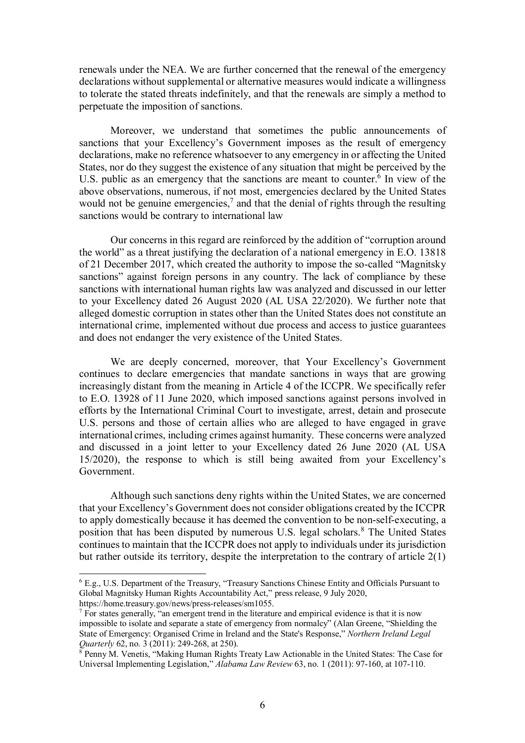renewals under the NEA. We are further concerned that the renewal of the emergency declarations without supplemental or alternative measures would indicate a willingness to tolerate the stated threats indefinitely, and that the renewals are simply a method to perpetuate the imposition of sanctions.

Moreover, we understand that sometimes the public announcements of sanctions that your Excellency's Government imposes as the result of emergency declarations, make no reference whatsoever to any emergency in or affecting the United States, nor do they suggest the existence of any situation that might be perceived by the U.S. public as an emergency that the sanctions are meant to counter.[6] In view of the above observations, numerous, if not most, emergencies declared by the United States would not be genuine emergencies,[7] and that the denial of rights through the resulting sanctions would be contrary to international law

Our concerns in this regard are reinforced by the addition of "corruption around the world" as a threat justifying the declaration of a national emergency in E.O. 13818 of 21 December 2017, which created the authority to impose the so-called "Magnitsky sanctions" against foreign persons in any country. The lack of compliance by these sanctions with international human rights law was analyzed and discussed in our letter to your Excellency dated 26 August 2020 (AL USA 22/2020). We further note that alleged domestic corruption in states other than the United States does not constitute an international crime, implemented without due process and access to justice guarantees and does not endanger the very existence of the United States.

We are deeply concerned, moreover, that Your Excellency's Government continues to declare emergencies that mandate sanctions in ways that are growing increasingly distant from the meaning in Article 4 of the ICCPR. We specifically refer to E.O. 13928 of 11 June 2020, which imposed sanctions against persons involved in efforts by the International Criminal Court to investigate, arrest, detain and prosecute U.S. persons and those of certain allies who are alleged to have engaged in grave international crimes, including crimes against humanity. These concerns were analyzed and discussed in a joint letter to your Excellency dated 26 June 2020 (AL USA 15/2020), the response to which is still being awaited from your Excellency's Government.

Although such sanctions deny rights within the United States, we are concerned that your Excellency's Government does not consider obligations created by the ICCPR to apply domestically because it has deemed the convention to be non-self-executing, a position that has been disputed by numerous U.S. legal scholars.[8] The United States continues to maintain that the ICCPR does not apply to individuals under its jurisdiction but rather outside its territory, despite the interpretation to the contrary of article 2(1)

---

[6] E.g., U.S. Department of the Treasury, "Treasury Sanctions Chinese Entity and Officials Pursuant to Global Magnitsky Human Rights Accountability Act," press release, 9 July 2020, https://home.treasury.gov/news/press-releases/sm1055.

[7] For states generally, "an emergent trend in the literature and empirical evidence is that it is now impossible to isolate and separate a state of emergency from normalcy" (Alan Greene, "Shielding the State of Emergency: Organised Crime in Ireland and the State's Response," *Northern Ireland Legal Quarterly* 62, no. 3 (2011): 249-268, at 250).

[8] Penny M. Venetis, "Making Human Rights Treaty Law Actionable in the United States: The Case for Universal Implementing Legislation," *Alabama Law Review* 63, no. 1 (2011): 97-160, at 107-110.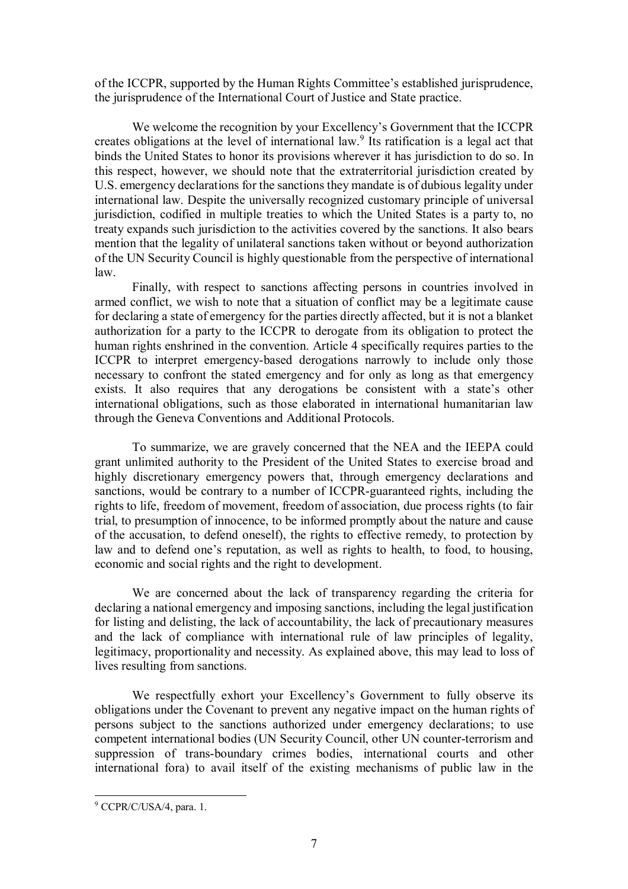of the ICCPR, supported by the Human Rights Committee's established jurisprudence, the jurisprudence of the International Court of Justice and State practice.

We welcome the recognition by your Excellency's Government that the ICCPR creates obligations at the level of international law.[9] Its ratification is a legal act that binds the United States to honor its provisions wherever it has jurisdiction to do so. In this respect, however, we should note that the extraterritorial jurisdiction created by U.S. emergency declarations for the sanctions they mandate is of dubious legality under international law. Despite the universally recognized customary principle of universal jurisdiction, codified in multiple treaties to which the United States is a party to, no treaty expands such jurisdiction to the activities covered by the sanctions. It also bears mention that the legality of unilateral sanctions taken without or beyond authorization of the UN Security Council is highly questionable from the perspective of international law.

Finally, with respect to sanctions affecting persons in countries involved in armed conflict, we wish to note that a situation of conflict may be a legitimate cause for declaring a state of emergency for the parties directly affected, but it is not a blanket authorization for a party to the ICCPR to derogate from its obligation to protect the human rights enshrined in the convention. Article 4 specifically requires parties to the ICCPR to interpret emergency-based derogations narrowly to include only those necessary to confront the stated emergency and for only as long as that emergency exists. It also requires that any derogations be consistent with a state's other international obligations, such as those elaborated in international humanitarian law through the Geneva Conventions and Additional Protocols.

To summarize, we are gravely concerned that the NEA and the IEEPA could grant unlimited authority to the President of the United States to exercise broad and highly discretionary emergency powers that, through emergency declarations and sanctions, would be contrary to a number of ICCPR-guaranteed rights, including the rights to life, freedom of movement, freedom of association, due process rights (to fair trial, to presumption of innocence, to be informed promptly about the nature and cause of the accusation, to defend oneself), the rights to effective remedy, to protection by law and to defend one's reputation, as well as rights to health, to food, to housing, economic and social rights and the right to development.

We are concerned about the lack of transparency regarding the criteria for declaring a national emergency and imposing sanctions, including the legal justification for listing and delisting, the lack of accountability, the lack of precautionary measures and the lack of compliance with international rule of law principles of legality, legitimacy, proportionality and necessity. As explained above, this may lead to loss of lives resulting from sanctions.

We respectfully exhort your Excellency's Government to fully observe its obligations under the Covenant to prevent any negative impact on the human rights of persons subject to the sanctions authorized under emergency declarations; to use competent international bodies (UN Security Council, other UN counter-terrorism and suppression of trans-boundary crimes bodies, international courts and other international fora) to avail itself of the existing mechanisms of public law in the

---

[9] CCPR/C/USA/4, para. 1.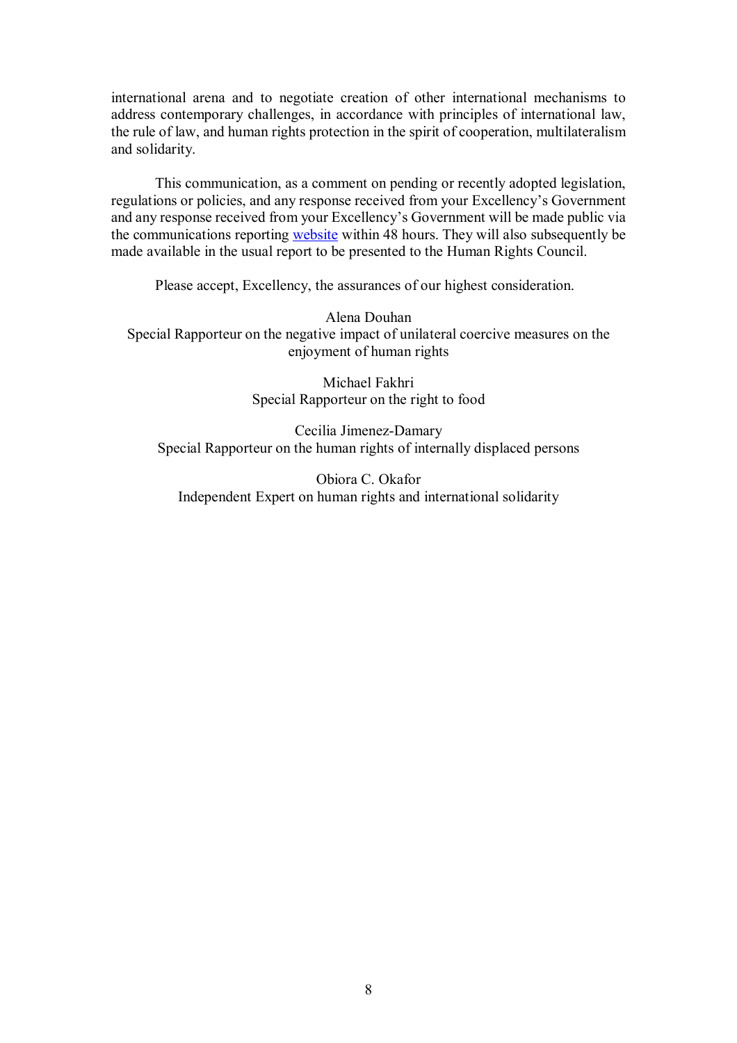international arena and to negotiate creation of other international mechanisms to address contemporary challenges, in accordance with principles of international law, the rule of law, and human rights protection in the spirit of cooperation, multilateralism and solidarity.

This communication, as a comment on pending or recently adopted legislation, regulations or policies, and any response received from your Excellency's Government and any response received from your Excellency's Government will be made public via the communications reporting website within 48 hours. They will also subsequently be made available in the usual report to be presented to the Human Rights Council.

Please accept, Excellency, the assurances of our highest consideration.

Alena Douhan
Special Rapporteur on the negative impact of unilateral coercive measures on the enjoyment of human rights

Michael Fakhri
Special Rapporteur on the right to food

Cecilia Jimenez-Damary
Special Rapporteur on the human rights of internally displaced persons

Obiora C. Okafor
Independent Expert on human rights and international solidarity